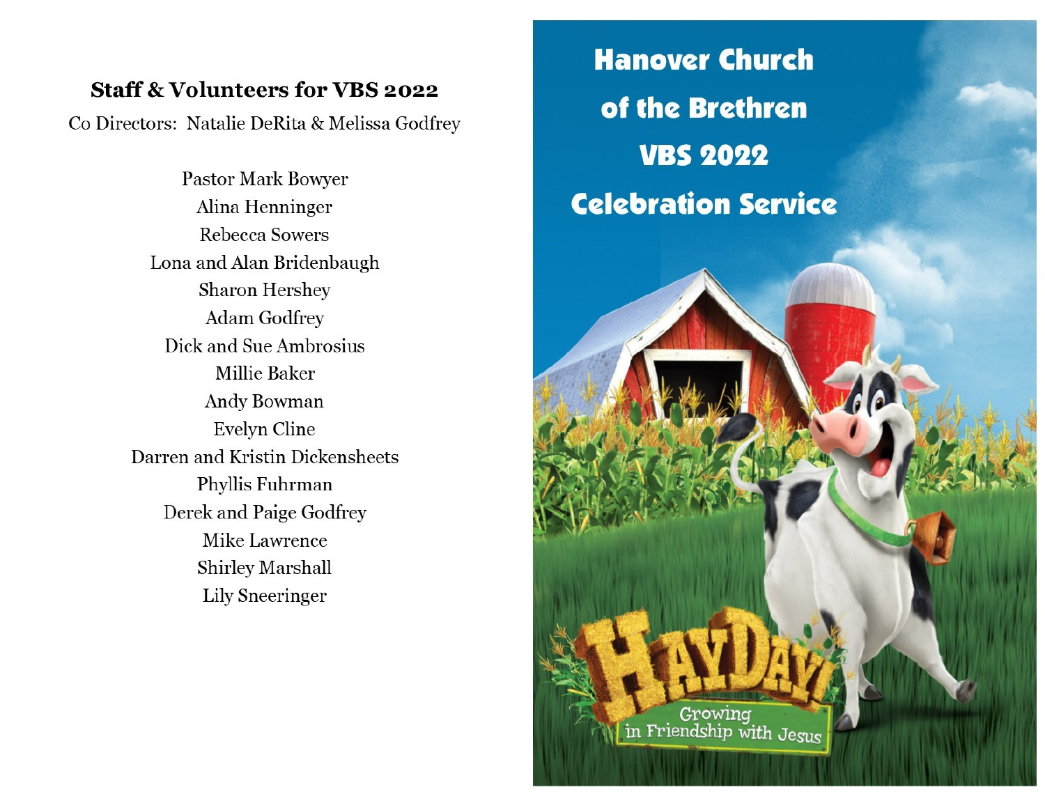## Staff & Volunteers for VBS 2022

Co Directors: Natalie DeRita & Melissa Godfrey

Pastor Mark Bowyer
Alina Henninger
Rebecca Sowers
Lona and Alan Bridenbaugh
Sharon Hershey
Adam Godfrey
Dick and Sue Ambrosius
Millie Baker
Andy Bowman
Evelyn Cline
Darren and Kristin Dickensheets
Phyllis Fuhrman
Derek and Paige Godfrey
Mike Lawrence
Shirley Marshall
Lily Sneeringer

# Hanover Church of the Brethren VBS 2022 Celebration Service

HAYDAY!

Growing in Friendship with Jesus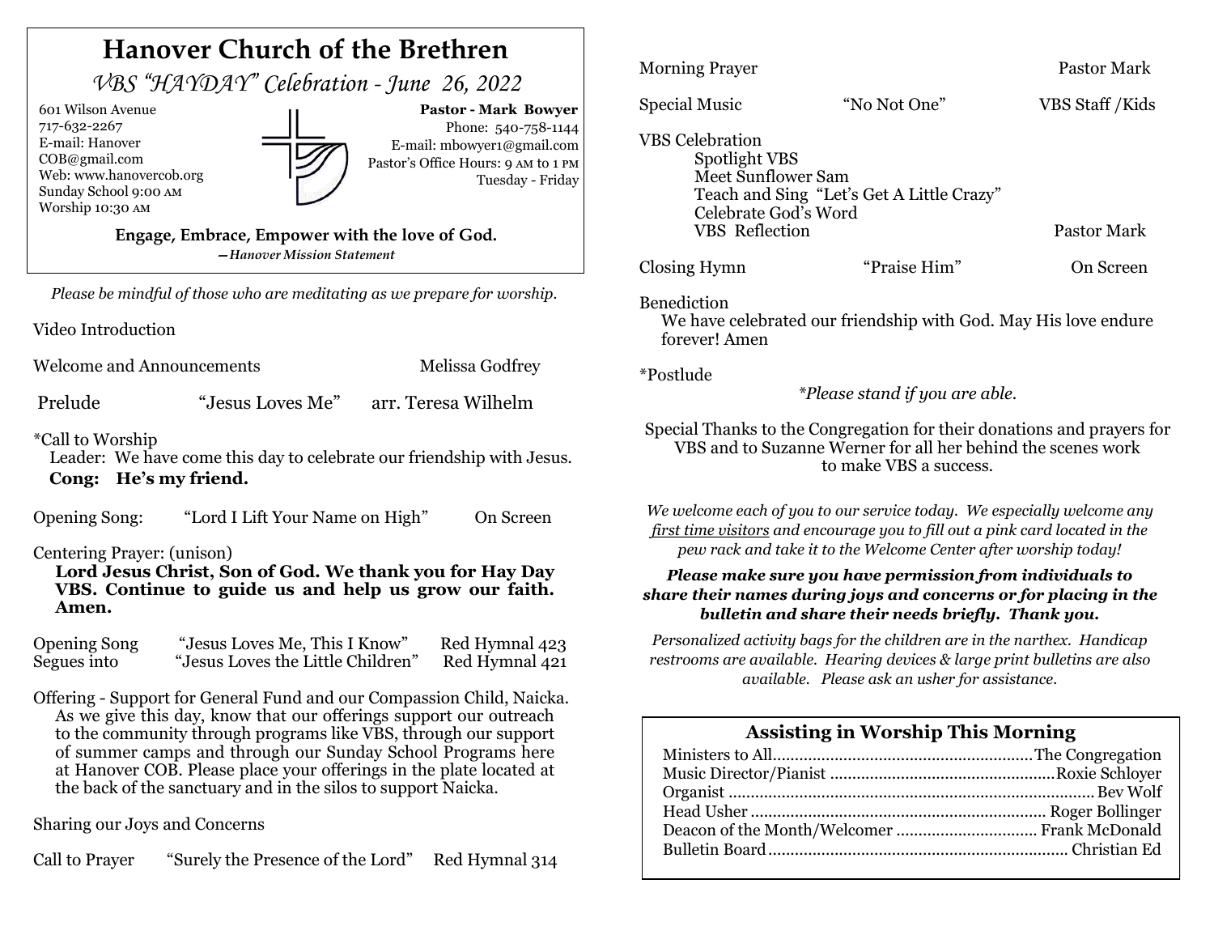# Hanover Church of the Brethren

*VBS "HAYDAY" Celebration - June 26, 2022*

601 Wilson Avenue
717-632-2267
E-mail: Hanover COB@gmail.com
Web: www.hanovercob.org
Sunday School 9:00 AM
Worship 10:30 AM

**Pastor - Mark Bowyer**
Phone: 540-758-1144
E-mail: mbowyer1@gmail.com
Pastor's Office Hours: 9 AM to 1 PM
Tuesday - Friday

**Engage, Embrace, Empower with the love of God.**
***—Hanover Mission Statement***

*Please be mindful of those who are meditating as we prepare for worship.*

Video Introduction

Welcome and Announcements — Melissa Godfrey

Prelude — "Jesus Loves Me" — arr. Teresa Wilhelm

*Call to Worship
Leader: We have come this day to celebrate our friendship with Jesus.
**Cong: He's my friend.**

Opening Song: "Lord I Lift Your Name on High" — On Screen

Centering Prayer: (unison)
**Lord Jesus Christ, Son of God. We thank you for Hay Day VBS. Continue to guide us and help us grow our faith. Amen.**

Opening Song — "Jesus Loves Me, This I Know" — Red Hymnal 423
Segues into — "Jesus Loves the Little Children" — Red Hymnal 421

Offering - Support for General Fund and our Compassion Child, Naicka. As we give this day, know that our offerings support our outreach to the community through programs like VBS, through our support of summer camps and through our Sunday School Programs here at Hanover COB. Please place your offerings in the plate located at the back of the sanctuary and in the silos to support Naicka.

Sharing our Joys and Concerns

Call to Prayer — "Surely the Presence of the Lord" — Red Hymnal 314

Morning Prayer — Pastor Mark

Special Music — "No Not One" — VBS Staff /Kids

VBS Celebration
- Spotlight VBS
- Meet Sunflower Sam
- Teach and Sing "Let's Get A Little Crazy"
- Celebrate God's Word
- VBS Reflection — Pastor Mark

Closing Hymn — "Praise Him" — On Screen

Benediction
We have celebrated our friendship with God. May His love endure forever! Amen

*Postlude

**Please stand if you are able.*

Special Thanks to the Congregation for their donations and prayers for VBS and to Suzanne Werner for all her behind the scenes work to make VBS a success.

*We welcome each of you to our service today. We especially welcome any first time visitors and encourage you to fill out a pink card located in the pew rack and take it to the Welcome Center after worship today!*

***Please make sure you have permission from individuals to share their names during joys and concerns or for placing in the bulletin and share their needs briefly. Thank you.***

*Personalized activity bags for the children are in the narthex. Handicap restrooms are available. Hearing devices & large print bulletins are also available. Please ask an usher for assistance.*

## Assisting in Worship This Morning

Ministers to All........................................................The Congregation
Music Director/Pianist ..............................................Roxie Schloyer
Organist ..................................................................Bev Wolf
Head Usher ...............................................................Roger Bollinger
Deacon of the Month/Welcomer ...............................Frank McDonald
Bulletin Board...........................................................Christian Ed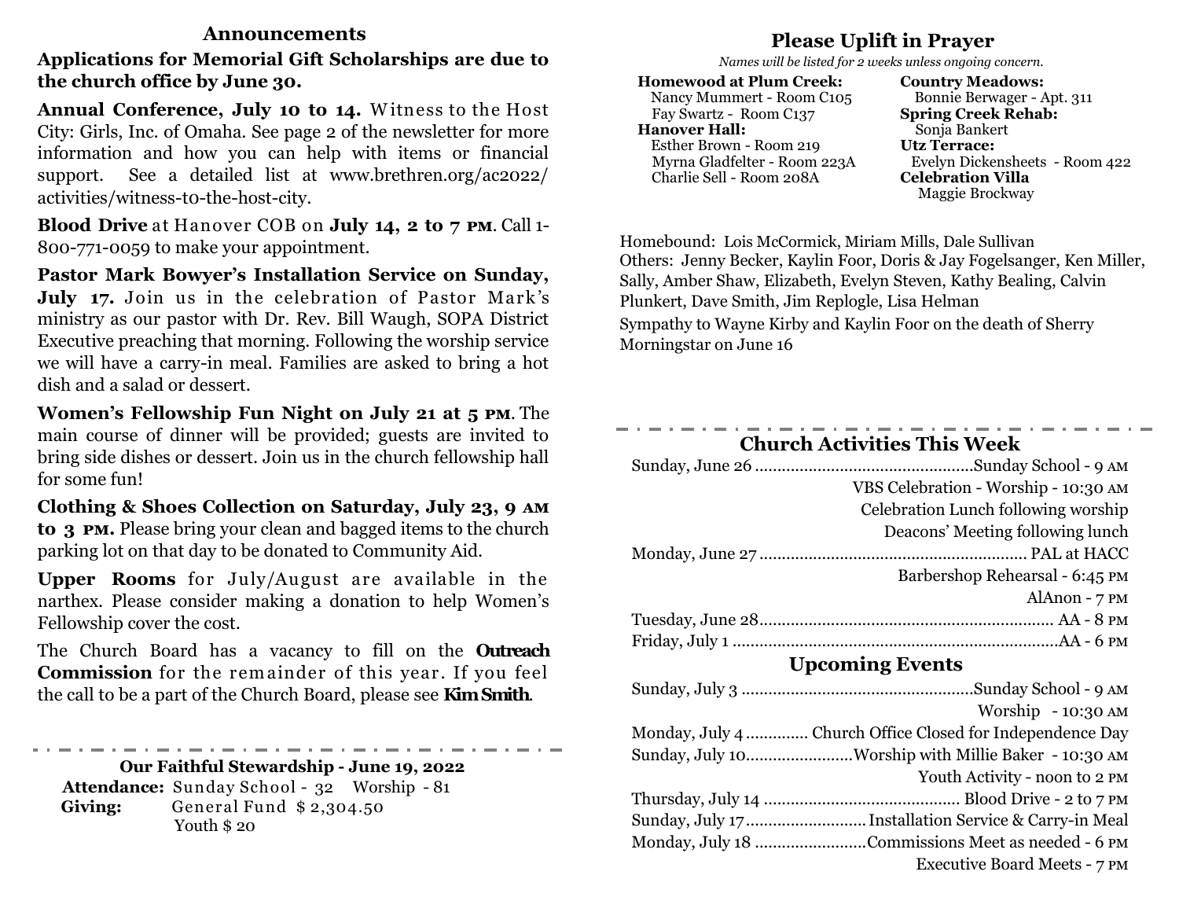## Announcements

**Applications for Memorial Gift Scholarships are due to the church office by June 30.**

**Annual Conference, July 10 to 14.** Witness to the Host City: Girls, Inc. of Omaha. See page 2 of the newsletter for more information and how you can help with items or financial support. See a detailed list at www.brethren.org/ac2022/activities/witness-to-the-host-city.

**Blood Drive** at Hanover COB on **July 14, 2 to 7 PM**. Call 1-800-771-0059 to make your appointment.

**Pastor Mark Bowyer's Installation Service on Sunday, July 17.** Join us in the celebration of Pastor Mark's ministry as our pastor with Dr. Rev. Bill Waugh, SOPA District Executive preaching that morning. Following the worship service we will have a carry-in meal. Families are asked to bring a hot dish and a salad or dessert.

**Women's Fellowship Fun Night on July 21 at 5 PM**. The main course of dinner will be provided; guests are invited to bring side dishes or dessert. Join us in the church fellowship hall for some fun!

**Clothing & Shoes Collection on Saturday, July 23, 9 AM to 3 PM.** Please bring your clean and bagged items to the church parking lot on that day to be donated to Community Aid.

**Upper Rooms** for July/August are available in the narthex. Please consider making a donation to help Women's Fellowship cover the cost.

The Church Board has a vacancy to fill on the **Outreach Commission** for the remainder of this year. If you feel the call to be a part of the Church Board, please see **Kim Smith**.

**Our Faithful Stewardship - June 19, 2022**

**Attendance:** Sunday School - 32 Worship - 81

**Giving:** General Fund $ 2,304.50
Youth $ 20

## Please Uplift in Prayer

*Names will be listed for 2 weeks unless ongoing concern.*

**Homewood at Plum Creek:**
Nancy Mummert - Room C105
Fay Swartz - Room C137

**Hanover Hall:**
Esther Brown - Room 219
Myrna Gladfelter - Room 223A
Charlie Sell - Room 208A

**Country Meadows:**
Bonnie Berwager - Apt. 311

**Spring Creek Rehab:**
Sonja Bankert

**Utz Terrace:**
Evelyn Dickensheets - Room 422

**Celebration Villa**
Maggie Brockway

Homebound: Lois McCormick, Miriam Mills, Dale Sullivan

Others: Jenny Becker, Kaylin Foor, Doris & Jay Fogelsanger, Ken Miller, Sally, Amber Shaw, Elizabeth, Evelyn Steven, Kathy Bealing, Calvin Plunkert, Dave Smith, Jim Replogle, Lisa Helman

Sympathy to Wayne Kirby and Kaylin Foor on the death of Sherry Morningstar on June 16

## Church Activities This Week

Sunday, June 26 ........ Sunday School - 9 AM
VBS Celebration - Worship - 10:30 AM
Celebration Lunch following worship
Deacons' Meeting following lunch

Monday, June 27 ........ PAL at HACC
Barbershop Rehearsal - 6:45 PM
AlAnon - 7 PM

Tuesday, June 28 ........ AA - 8 PM

Friday, July 1 ........ AA - 6 PM

## Upcoming Events

Sunday, July 3 ........ Sunday School - 9 AM
Worship - 10:30 AM

Monday, July 4 ........ Church Office Closed for Independence Day

Sunday, July 10 ........ Worship with Millie Baker - 10:30 AM
Youth Activity - noon to 2 PM

Thursday, July 14 ........ Blood Drive - 2 to 7 PM

Sunday, July 17 ........ Installation Service & Carry-in Meal

Monday, July 18 ........ Commissions Meet as needed - 6 PM
Executive Board Meets - 7 PM